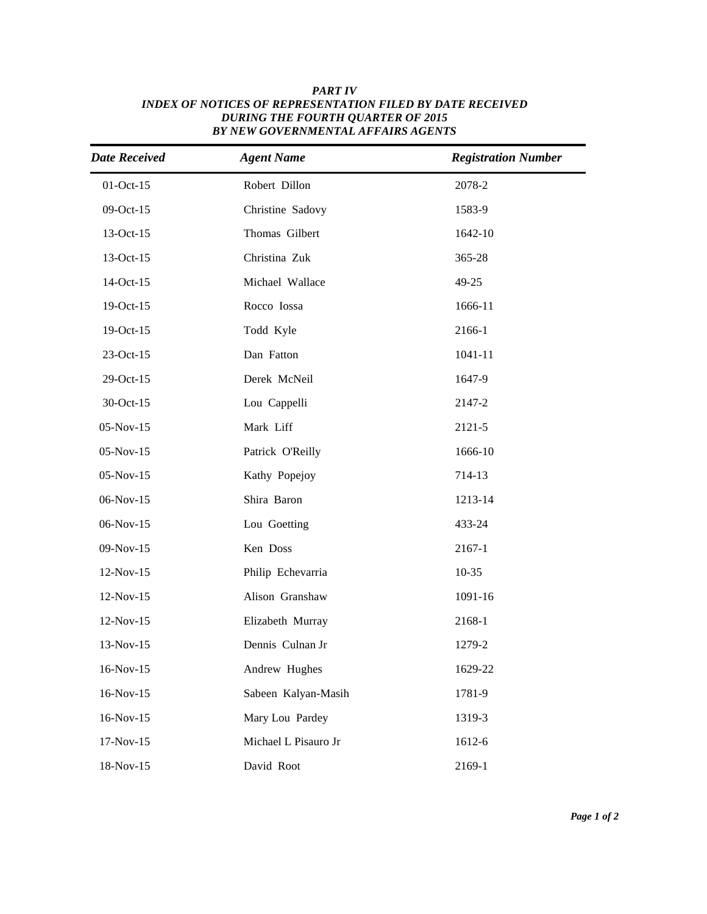***PART IV***
***INDEX OF NOTICES OF REPRESENTATION FILED BY DATE RECEIVED***
***DURING THE FOURTH QUARTER OF 2015***
***BY NEW GOVERNMENTAL AFFAIRS AGENTS***

| *Date Received* | *Agent Name* | *Registration Number* |
|---|---|---|
| 01-Oct-15 | Robert Dillon | 2078-2 |
| 09-Oct-15 | Christine Sadovy | 1583-9 |
| 13-Oct-15 | Thomas Gilbert | 1642-10 |
| 13-Oct-15 | Christina Zuk | 365-28 |
| 14-Oct-15 | Michael Wallace | 49-25 |
| 19-Oct-15 | Rocco Iossa | 1666-11 |
| 19-Oct-15 | Todd Kyle | 2166-1 |
| 23-Oct-15 | Dan Fatton | 1041-11 |
| 29-Oct-15 | Derek McNeil | 1647-9 |
| 30-Oct-15 | Lou Cappelli | 2147-2 |
| 05-Nov-15 | Mark Liff | 2121-5 |
| 05-Nov-15 | Patrick O'Reilly | 1666-10 |
| 05-Nov-15 | Kathy Popejoy | 714-13 |
| 06-Nov-15 | Shira Baron | 1213-14 |
| 06-Nov-15 | Lou Goetting | 433-24 |
| 09-Nov-15 | Ken Doss | 2167-1 |
| 12-Nov-15 | Philip Echevarria | 10-35 |
| 12-Nov-15 | Alison Granshaw | 1091-16 |
| 12-Nov-15 | Elizabeth Murray | 2168-1 |
| 13-Nov-15 | Dennis Culnan Jr | 1279-2 |
| 16-Nov-15 | Andrew Hughes | 1629-22 |
| 16-Nov-15 | Sabeen Kalyan-Masih | 1781-9 |
| 16-Nov-15 | Mary Lou Pardey | 1319-3 |
| 17-Nov-15 | Michael L Pisauro Jr | 1612-6 |
| 18-Nov-15 | David Root | 2169-1 |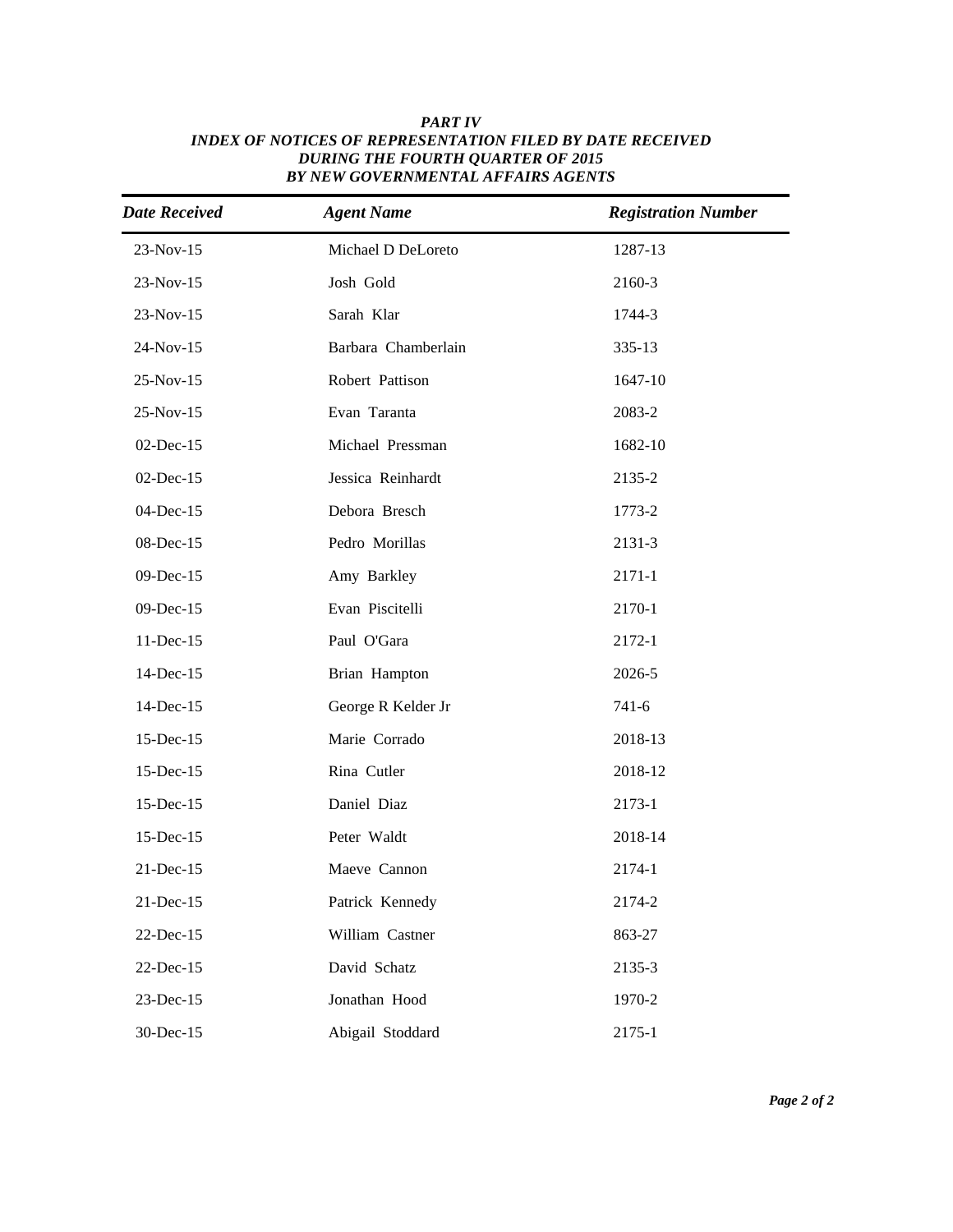*PART IV*
*INDEX OF NOTICES OF REPRESENTATION FILED BY DATE RECEIVED*
*DURING THE FOURTH QUARTER OF 2015*
*BY NEW GOVERNMENTAL AFFAIRS AGENTS*

| *Date Received* | *Agent Name* | *Registration Number* |
|---|---|---|
| 23-Nov-15 | Michael D DeLoreto | 1287-13 |
| 23-Nov-15 | Josh Gold | 2160-3 |
| 23-Nov-15 | Sarah Klar | 1744-3 |
| 24-Nov-15 | Barbara Chamberlain | 335-13 |
| 25-Nov-15 | Robert Pattison | 1647-10 |
| 25-Nov-15 | Evan Taranta | 2083-2 |
| 02-Dec-15 | Michael Pressman | 1682-10 |
| 02-Dec-15 | Jessica Reinhardt | 2135-2 |
| 04-Dec-15 | Debora Bresch | 1773-2 |
| 08-Dec-15 | Pedro Morillas | 2131-3 |
| 09-Dec-15 | Amy Barkley | 2171-1 |
| 09-Dec-15 | Evan Piscitelli | 2170-1 |
| 11-Dec-15 | Paul O'Gara | 2172-1 |
| 14-Dec-15 | Brian Hampton | 2026-5 |
| 14-Dec-15 | George R Kelder Jr | 741-6 |
| 15-Dec-15 | Marie Corrado | 2018-13 |
| 15-Dec-15 | Rina Cutler | 2018-12 |
| 15-Dec-15 | Daniel Diaz | 2173-1 |
| 15-Dec-15 | Peter Waldt | 2018-14 |
| 21-Dec-15 | Maeve Cannon | 2174-1 |
| 21-Dec-15 | Patrick Kennedy | 2174-2 |
| 22-Dec-15 | William Castner | 863-27 |
| 22-Dec-15 | David Schatz | 2135-3 |
| 23-Dec-15 | Jonathan Hood | 1970-2 |
| 30-Dec-15 | Abigail Stoddard | 2175-1 |